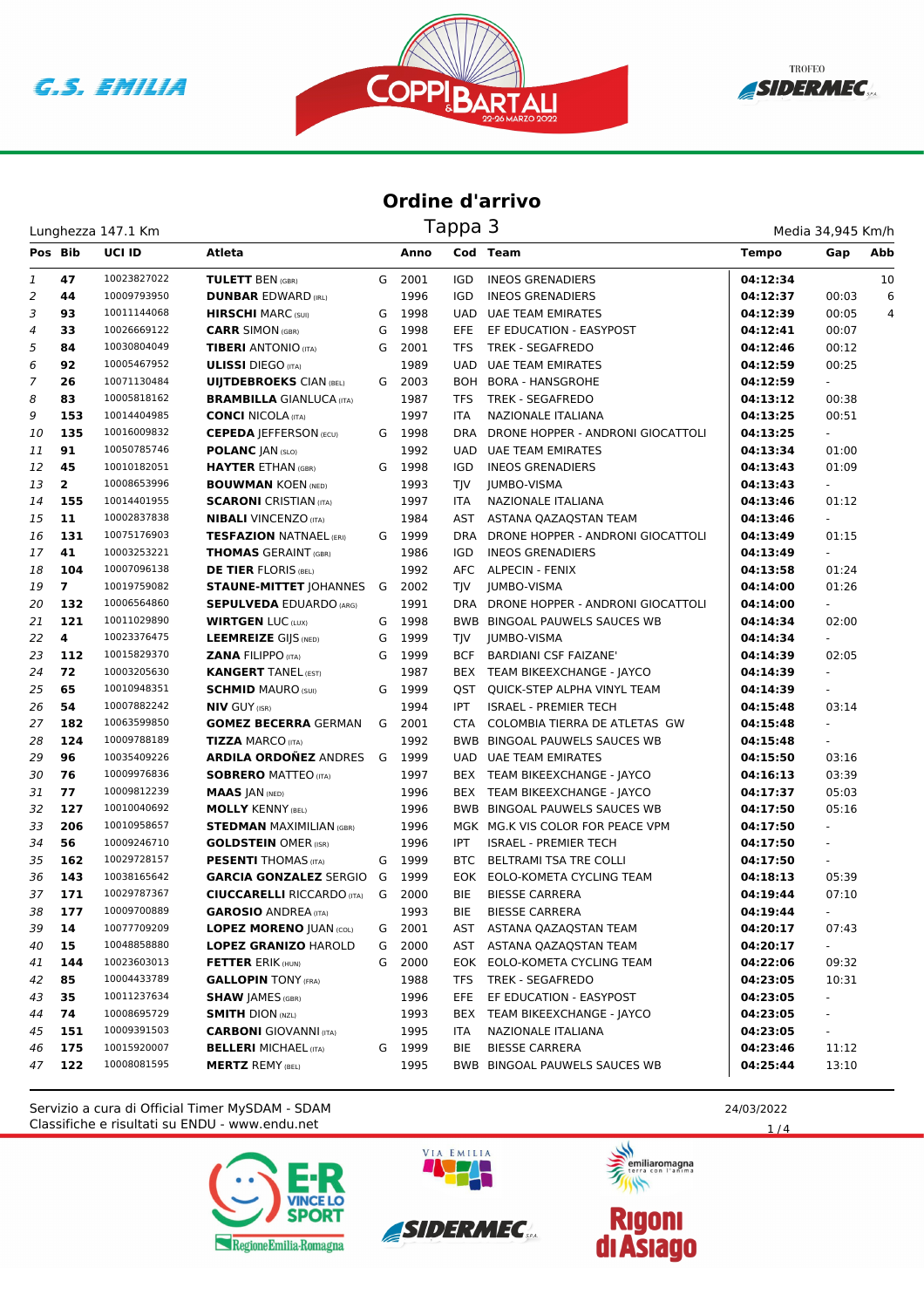# Ordine d'arrivo

## Tappa 3

Lunghezza 147.1 Km

Media 34,945 Km/h

| Pos | Bib | UCI ID | Atleta | | Anno | Cod | Team | Tempo | Gap | Abb |
|---|---|---|---|---|---|---|---|---|---|---|
| 1 | 47 | 10023827022 | **TULETT** BEN (GBR) | G | 2001 | IGD | INEOS GRENADIERS | **04:12:34** | | 10 |
| 2 | 44 | 10009793950 | **DUNBAR** EDWARD (IRL) | | 1996 | IGD | INEOS GRENADIERS | **04:12:37** | 00:03 | 6 |
| 3 | 93 | 10011144068 | **HIRSCHI** MARC (SUI) | G | 1998 | UAD | UAE TEAM EMIRATES | **04:12:39** | 00:05 | 4 |
| 4 | 33 | 10026669122 | **CARR** SIMON (GBR) | G | 1998 | EFE | EF EDUCATION - EASYPOST | **04:12:41** | 00:07 | |
| 5 | 84 | 10030804049 | **TIBERI** ANTONIO (ITA) | G | 2001 | TFS | TREK - SEGAFREDO | **04:12:46** | 00:12 | |
| 6 | 92 | 10005467952 | **ULISSI** DIEGO (ITA) | | 1989 | UAD | UAE TEAM EMIRATES | **04:12:59** | 00:25 | |
| 7 | 26 | 10071130484 | **UIJTDEBROEKS** CIAN (BEL) | G | 2003 | BOH | BORA - HANSGROHE | **04:12:59** | - | |
| 8 | 83 | 10005818162 | **BRAMBILLA** GIANLUCA (ITA) | | 1987 | TFS | TREK - SEGAFREDO | **04:13:12** | 00:38 | |
| 9 | 153 | 10014404985 | **CONCI** NICOLA (ITA) | | 1997 | ITA | NAZIONALE ITALIANA | **04:13:25** | 00:51 | |
| 10 | 135 | 10016009832 | **CEPEDA** JEFFERSON (ECU) | G | 1998 | DRA | DRONE HOPPER - ANDRONI GIOCATTOLI | **04:13:25** | - | |
| 11 | 91 | 10050785746 | **POLANC** JAN (SLO) | | 1992 | UAD | UAE TEAM EMIRATES | **04:13:34** | 01:00 | |
| 12 | 45 | 10010182051 | **HAYTER** ETHAN (GBR) | G | 1998 | IGD | INEOS GRENADIERS | **04:13:43** | 01:09 | |
| 13 | 2 | 10008653996 | **BOUWMAN** KOEN (NED) | | 1993 | TJV | JUMBO-VISMA | **04:13:43** | - | |
| 14 | 155 | 10014401955 | **SCARONI** CRISTIAN (ITA) | | 1997 | ITA | NAZIONALE ITALIANA | **04:13:46** | 01:12 | |
| 15 | 11 | 10002837838 | **NIBALI** VINCENZO (ITA) | | 1984 | AST | ASTANA QAZAQSTAN TEAM | **04:13:46** | - | |
| 16 | 131 | 10075176903 | **TESFAZION** NATNAEL (ERI) | G | 1999 | DRA | DRONE HOPPER - ANDRONI GIOCATTOLI | **04:13:49** | 01:15 | |
| 17 | 41 | 10003253221 | **THOMAS** GERAINT (GBR) | | 1986 | IGD | INEOS GRENADIERS | **04:13:49** | - | |
| 18 | 104 | 10007096138 | **DE TIER** FLORIS (BEL) | | 1992 | AFC | ALPECIN - FENIX | **04:13:58** | 01:24 | |
| 19 | 7 | 10019759082 | **STAUNE-MITTET** JOHANNES | G | 2002 | TJV | JUMBO-VISMA | **04:14:00** | 01:26 | |
| 20 | 132 | 10006564860 | **SEPULVEDA** EDUARDO (ARG) | | 1991 | DRA | DRONE HOPPER - ANDRONI GIOCATTOLI | **04:14:00** | - | |
| 21 | 121 | 10011029890 | **WIRTGEN** LUC (LUX) | G | 1998 | BWB | BINGOAL PAUWELS SAUCES WB | **04:14:34** | 02:00 | |
| 22 | 4 | 10023376475 | **LEEMREIZE** GIJS (NED) | G | 1999 | TJV | JUMBO-VISMA | **04:14:34** | - | |
| 23 | 112 | 10015829370 | **ZANA** FILIPPO (ITA) | G | 1999 | BCF | BARDIANI CSF FAIZANE' | **04:14:39** | 02:05 | |
| 24 | 72 | 10003205630 | **KANGERT** TANEL (EST) | | 1987 | BEX | TEAM BIKEEXCHANGE - JAYCO | **04:14:39** | - | |
| 25 | 65 | 10010948351 | **SCHMID** MAURO (SUI) | G | 1999 | QST | QUICK-STEP ALPHA VINYL TEAM | **04:14:39** | - | |
| 26 | 54 | 10007882242 | **NIV** GUY (ISR) | | 1994 | IPT | ISRAEL - PREMIER TECH | **04:15:48** | 03:14 | |
| 27 | 182 | 10063599850 | **GOMEZ BECERRA** GERMAN | G | 2001 | CTA | COLOMBIA TIERRA DE ATLETAS GW | **04:15:48** | - | |
| 28 | 124 | 10009788189 | **TIZZA** MARCO (ITA) | | 1992 | BWB | BINGOAL PAUWELS SAUCES WB | **04:15:48** | - | |
| 29 | 96 | 10035409226 | **ARDILA ORDOÑEZ** ANDRES | G | 1999 | UAD | UAE TEAM EMIRATES | **04:15:50** | 03:16 | |
| 30 | 76 | 10009976836 | **SOBRERO** MATTEO (ITA) | | 1997 | BEX | TEAM BIKEEXCHANGE - JAYCO | **04:16:13** | 03:39 | |
| 31 | 77 | 10009812239 | **MAAS** JAN (NED) | | 1996 | BEX | TEAM BIKEEXCHANGE - JAYCO | **04:17:37** | 05:03 | |
| 32 | 127 | 10010040692 | **MOLLY** KENNY (BEL) | | 1996 | BWB | BINGOAL PAUWELS SAUCES WB | **04:17:50** | 05:16 | |
| 33 | 206 | 10010958657 | **STEDMAN** MAXIMILIAN (GBR) | | 1996 | MGK | MG.K VIS COLOR FOR PEACE VPM | **04:17:50** | - | |
| 34 | 56 | 10009246710 | **GOLDSTEIN** OMER (ISR) | | 1996 | IPT | ISRAEL - PREMIER TECH | **04:17:50** | - | |
| 35 | 162 | 10029728157 | **PESENTI** THOMAS (ITA) | G | 1999 | BTC | BELTRAMI TSA TRE COLLI | **04:17:50** | - | |
| 36 | 143 | 10038165642 | **GARCIA GONZALEZ** SERGIO | G | 1999 | EOK | EOLO-KOMETA CYCLING TEAM | **04:18:13** | 05:39 | |
| 37 | 171 | 10029787367 | **CIUCCARELLI** RICCARDO (ITA) | G | 2000 | BIE | BIESSE CARRERA | **04:19:44** | 07:10 | |
| 38 | 177 | 10009700889 | **GAROSIO** ANDREA (ITA) | | 1993 | BIE | BIESSE CARRERA | **04:19:44** | - | |
| 39 | 14 | 10077709209 | **LOPEZ MORENO** JUAN (COL) | G | 2001 | AST | ASTANA QAZAQSTAN TEAM | **04:20:17** | 07:43 | |
| 40 | 15 | 10048858880 | **LOPEZ GRANIZO** HAROLD | G | 2000 | AST | ASTANA QAZAQSTAN TEAM | **04:20:17** | - | |
| 41 | 144 | 10023603013 | **FETTER** ERIK (HUN) | G | 2000 | EOK | EOLO-KOMETA CYCLING TEAM | **04:22:06** | 09:32 | |
| 42 | 85 | 10004433789 | **GALLOPIN** TONY (FRA) | | 1988 | TFS | TREK - SEGAFREDO | **04:23:05** | 10:31 | |
| 43 | 35 | 10011237634 | **SHAW** JAMES (GBR) | | 1996 | EFE | EF EDUCATION - EASYPOST | **04:23:05** | - | |
| 44 | 74 | 10008695729 | **SMITH** DION (NZL) | | 1993 | BEX | TEAM BIKEEXCHANGE - JAYCO | **04:23:05** | - | |
| 45 | 151 | 10009391503 | **CARBONI** GIOVANNI (ITA) | | 1995 | ITA | NAZIONALE ITALIANA | **04:23:05** | - | |
| 46 | 175 | 10015920007 | **BELLERI** MICHAEL (ITA) | G | 1999 | BIE | BIESSE CARRERA | **04:23:46** | 11:12 | |
| 47 | 122 | 10008081595 | **MERTZ** REMY (BEL) | | 1995 | BWB | BINGOAL PAUWELS SAUCES WB | **04:25:44** | 13:10 | |

Servizio a cura di Official Timer MySDAM - SDAM
Classifiche e risultati su ENDU - www.endu.net

24/03/2022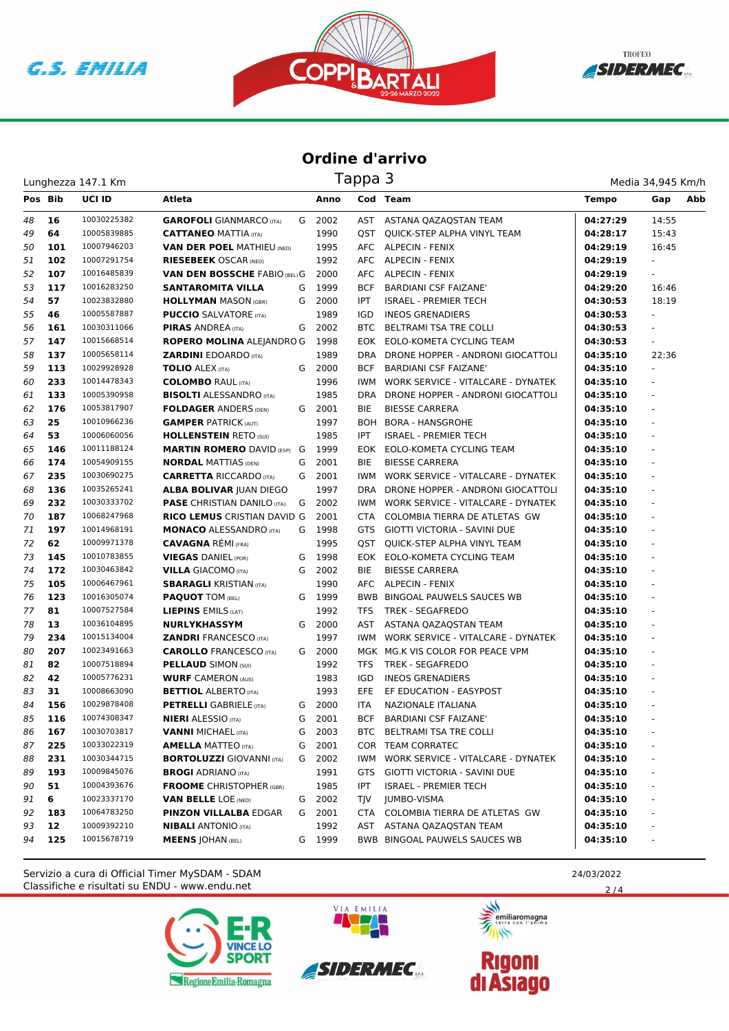# Ordine d'arrivo

Tappa 3

Lunghezza 147.1 Km

Media 34,945 Km/h

| Pos | Bib | UCI ID | Atleta | | Anno | Cod | Team | Tempo | Gap | Abb |
|---|---|---|---|---|---|---|---|---|---|---|
| 48 | 16 | 10030225382 | **GAROFOLI** GIANMARCO (ITA) | G | 2002 | AST | ASTANA QAZAQSTAN TEAM | **04:27:29** | 14:55 | |
| 49 | 64 | 10005839885 | **CATTANEO** MATTIA (ITA) | | 1990 | QST | QUICK-STEP ALPHA VINYL TEAM | **04:28:17** | 15:43 | |
| 50 | 101 | 10007946203 | **VAN DER POEL** MATHIEU (NED) | | 1995 | AFC | ALPECIN - FENIX | **04:29:19** | 16:45 | |
| 51 | 102 | 10007291754 | **RIESEBEEK** OSCAR (NED) | | 1992 | AFC | ALPECIN - FENIX | **04:29:19** | - | |
| 52 | 107 | 10016485839 | **VAN DEN BOSSCHE** FABIO (BEL) | G | 2000 | AFC | ALPECIN - FENIX | **04:29:19** | - | |
| 53 | 117 | 10016283250 | **SANTAROMITA VILLA** | G | 1999 | BCF | BARDIANI CSF FAIZANE' | **04:29:20** | 16:46 | |
| 54 | 57 | 10023832880 | **HOLLYMAN** MASON (GBR) | G | 2000 | IPT | ISRAEL - PREMIER TECH | **04:30:53** | 18:19 | |
| 55 | 46 | 10005587887 | **PUCCIO** SALVATORE (ITA) | | 1989 | IGD | INEOS GRENADIERS | **04:30:53** | - | |
| 56 | 161 | 10030311066 | **PIRAS** ANDREA (ITA) | G | 2002 | BTC | BELTRAMI TSA TRE COLLI | **04:30:53** | - | |
| 57 | 147 | 10015668514 | **ROPERO MOLINA** ALEJANDRO | G | 1998 | EOK | EOLO-KOMETA CYCLING TEAM | **04:30:53** | - | |
| 58 | 137 | 10005658114 | **ZARDINI** EDOARDO (ITA) | | 1989 | DRA | DRONE HOPPER - ANDRONI GIOCATTOLI | **04:35:10** | 22:36 | |
| 59 | 113 | 10029928928 | **TOLIO** ALEX (ITA) | G | 2000 | BCF | BARDIANI CSF FAIZANE' | **04:35:10** | - | |
| 60 | 233 | 10014478343 | **COLOMBO** RAUL (ITA) | | 1996 | IWM | WORK SERVICE - VITALCARE - DYNATEK | **04:35:10** | - | |
| 61 | 133 | 10005390958 | **BISOLTI** ALESSANDRO (ITA) | | 1985 | DRA | DRONE HOPPER - ANDRONI GIOCATTOLI | **04:35:10** | - | |
| 62 | 176 | 10053817907 | **FOLDAGER** ANDERS (DEN) | G | 2001 | BIE | BIESSE CARRERA | **04:35:10** | - | |
| 63 | 25 | 10010966236 | **GAMPER** PATRICK (AUT) | | 1997 | BOH | BORA - HANSGROHE | **04:35:10** | - | |
| 64 | 53 | 10006060056 | **HOLLENSTEIN** RETO (SUI) | | 1985 | IPT | ISRAEL - PREMIER TECH | **04:35:10** | - | |
| 65 | 146 | 10011188124 | **MARTIN ROMERO** DAVID (ESP) | G | 1999 | EOK | EOLO-KOMETA CYCLING TEAM | **04:35:10** | - | |
| 66 | 174 | 10054909155 | **NORDAL** MATTIAS (DEN) | G | 2001 | BIE | BIESSE CARRERA | **04:35:10** | - | |
| 67 | 235 | 10030690275 | **CARRETTA** RICCARDO (ITA) | G | 2001 | IWM | WORK SERVICE - VITALCARE - DYNATEK | **04:35:10** | - | |
| 68 | 136 | 10035265241 | **ALBA BOLIVAR** JUAN DIEGO | | 1997 | DRA | DRONE HOPPER - ANDRONI GIOCATTOLI | **04:35:10** | - | |
| 69 | 232 | 10030333702 | **PASE** CHRISTIAN DANILO (ITA) | G | 2002 | IWM | WORK SERVICE - VITALCARE - DYNATEK | **04:35:10** | - | |
| 70 | 187 | 10068247968 | **RICO LEMUS** CRISTIAN DAVID | G | 2001 | CTA | COLOMBIA TIERRA DE ATLETAS GW | **04:35:10** | - | |
| 71 | 197 | 10014968191 | **MONACO** ALESSANDRO (ITA) | G | 1998 | GTS | GIOTTI VICTORIA - SAVINI DUE | **04:35:10** | - | |
| 72 | 62 | 10009971378 | **CAVAGNA** RÉMI (FRA) | | 1995 | QST | QUICK-STEP ALPHA VINYL TEAM | **04:35:10** | - | |
| 73 | 145 | 10010783855 | **VIEGAS** DANIEL (POR) | G | 1998 | EOK | EOLO-KOMETA CYCLING TEAM | **04:35:10** | - | |
| 74 | 172 | 10030463842 | **VILLA** GIACOMO (ITA) | G | 2002 | BIE | BIESSE CARRERA | **04:35:10** | - | |
| 75 | 105 | 10006467961 | **SBARAGLI** KRISTIAN (ITA) | | 1990 | AFC | ALPECIN - FENIX | **04:35:10** | - | |
| 76 | 123 | 10016305074 | **PAQUOT** TOM (BEL) | G | 1999 | BWB | BINGOAL PAUWELS SAUCES WB | **04:35:10** | - | |
| 77 | 81 | 10007527584 | **LIEPINS** EMILS (LAT) | | 1992 | TFS | TREK - SEGAFREDO | **04:35:10** | - | |
| 78 | 13 | 10036104895 | **NURLYKHASSYM** | G | 2000 | AST | ASTANA QAZAQSTAN TEAM | **04:35:10** | - | |
| 79 | 234 | 10015134004 | **ZANDRI** FRANCESCO (ITA) | | 1997 | IWM | WORK SERVICE - VITALCARE - DYNATEK | **04:35:10** | - | |
| 80 | 207 | 10023491663 | **CAROLLO** FRANCESCO (ITA) | G | 2000 | MGK | MG.K VIS COLOR FOR PEACE VPM | **04:35:10** | - | |
| 81 | 82 | 10007518894 | **PELLAUD** SIMON (SUI) | | 1992 | TFS | TREK - SEGAFREDO | **04:35:10** | - | |
| 82 | 42 | 10005776231 | **WURF** CAMERON (AUS) | | 1983 | IGD | INEOS GRENADIERS | **04:35:10** | - | |
| 83 | 31 | 10008663090 | **BETTIOL** ALBERTO (ITA) | | 1993 | EFE | EF EDUCATION - EASYPOST | **04:35:10** | - | |
| 84 | 156 | 10029878408 | **PETRELLI** GABRIELE (ITA) | G | 2000 | ITA | NAZIONALE ITALIANA | **04:35:10** | - | |
| 85 | 116 | 10074308347 | **NIERI** ALESSIO (ITA) | G | 2001 | BCF | BARDIANI CSF FAIZANE' | **04:35:10** | - | |
| 86 | 167 | 10030703817 | **VANNI** MICHAEL (ITA) | G | 2003 | BTC | BELTRAMI TSA TRE COLLI | **04:35:10** | - | |
| 87 | 225 | 10033022319 | **AMELLA** MATTEO (ITA) | G | 2001 | COR | TEAM CORRATEC | **04:35:10** | - | |
| 88 | 231 | 10030344715 | **BORTOLUZZI** GIOVANNI (ITA) | G | 2002 | IWM | WORK SERVICE - VITALCARE - DYNATEK | **04:35:10** | - | |
| 89 | 193 | 10009845076 | **BROGI** ADRIANO (ITA) | | 1991 | GTS | GIOTTI VICTORIA - SAVINI DUE | **04:35:10** | - | |
| 90 | 51 | 10004393676 | **FROOME** CHRISTOPHER (GBR) | | 1985 | IPT | ISRAEL - PREMIER TECH | **04:35:10** | - | |
| 91 | 6 | 10023337170 | **VAN BELLE** LOE (NED) | G | 2002 | TJV | JUMBO-VISMA | **04:35:10** | - | |
| 92 | 183 | 10064783250 | **PINZON VILLALBA** EDGAR | G | 2001 | CTA | COLOMBIA TIERRA DE ATLETAS GW | **04:35:10** | - | |
| 93 | 12 | 10009392210 | **NIBALI** ANTONIO (ITA) | | 1992 | AST | ASTANA QAZAQSTAN TEAM | **04:35:10** | - | |
| 94 | 125 | 10015678719 | **MEENS** JOHAN (BEL) | G | 1999 | BWB | BINGOAL PAUWELS SAUCES WB | **04:35:10** | - | |

Servizio a cura di Official Timer MySDAM - SDAM
Classifiche e risultati su ENDU - www.endu.net

24/03/2022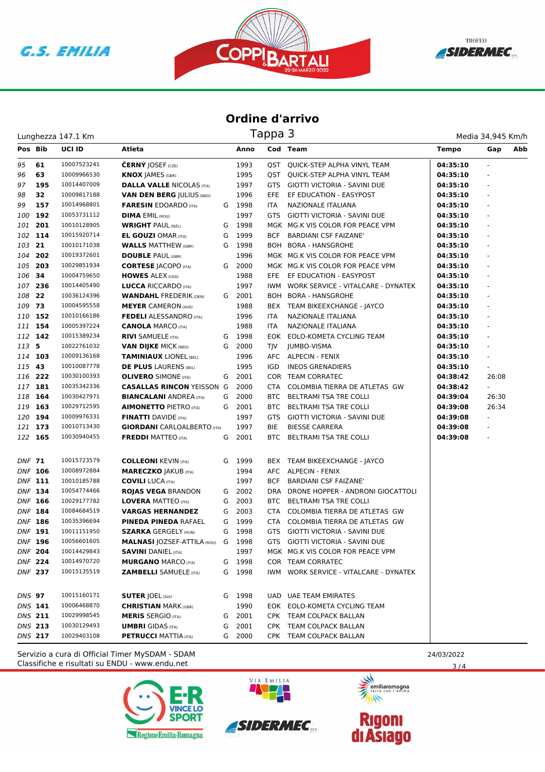# Ordine d'arrivo

## Tappa 3

Lunghezza 147.1 Km — Media 34,945 Km/h

| Pos | Bib | UCI ID | Atleta | | Anno | Cod | Team | Tempo | Gap | Abb |
|---|---|---|---|---|---|---|---|---|---|---|
| 95 | 61 | 10007523241 | **ČERNÝ** JOSEF (CZE) | | 1993 | QST | QUICK-STEP ALPHA VINYL TEAM | **04:35:10** | - | |
| 96 | 63 | 10009966530 | **KNOX** JAMES (GBR) | | 1995 | QST | QUICK-STEP ALPHA VINYL TEAM | **04:35:10** | - | |
| 97 | 195 | 10014407009 | **DALLA VALLE** NICOLAS (ITA) | | 1997 | GTS | GIOTTI VICTORIA - SAVINI DUE | **04:35:10** | - | |
| 98 | 32 | 10009817188 | **VAN DEN BERG** JULIUS (NED) | | 1996 | EFE | EF EDUCATION - EASYPOST | **04:35:10** | - | |
| 99 | 157 | 10014968801 | **FARESIN** EDOARDO (ITA) | G | 1998 | ITA | NAZIONALE ITALIANA | **04:35:10** | - | |
| 100 | 192 | 10053731112 | **DIMA** EMIL (ROU) | | 1997 | GTS | GIOTTI VICTORIA - SAVINI DUE | **04:35:10** | - | |
| 101 | 201 | 10010128905 | **WRIGHT** PAUL (NZL) | G | 1998 | MGK | MG.K VIS COLOR FOR PEACE VPM | **04:35:10** | - | |
| 102 | 114 | 10015920714 | **EL GOUZI** OMAR (ITA) | G | 1999 | BCF | BARDIANI CSF FAIZANE' | **04:35:10** | - | |
| 103 | 21 | 10010171038 | **WALLS** MATTHEW (GBR) | G | 1998 | BOH | BORA - HANSGROHE | **04:35:10** | - | |
| 104 | 202 | 10019372601 | **DOUBLE** PAUL (GBR) | | 1996 | MGK | MG.K VIS COLOR FOR PEACE VPM | **04:35:10** | - | |
| 105 | 203 | 10029851934 | **CORTESE** JACOPO (ITA) | G | 2000 | MGK | MG.K VIS COLOR FOR PEACE VPM | **04:35:10** | - | |
| 106 | 34 | 10004759650 | **HOWES** ALEX (USA) | | 1988 | EFE | EF EDUCATION - EASYPOST | **04:35:10** | - | |
| 107 | 236 | 10014405490 | **LUCCA** RICCARDO (ITA) | | 1997 | IWM | WORK SERVICE - VITALCARE - DYNATEK | **04:35:10** | - | |
| 108 | 22 | 10036124396 | **WANDAHL** FREDERIK (DEN) | G | 2001 | BOH | BORA - HANSGROHE | **04:35:10** | - | |
| 109 | 73 | 10004595558 | **MEYER** CAMERON (AUS) | | 1988 | BEX | TEAM BIKEEXCHANGE - JAYCO | **04:35:10** | - | |
| 110 | 152 | 10010166186 | **FEDELI** ALESSANDRO (ITA) | | 1996 | ITA | NAZIONALE ITALIANA | **04:35:10** | - | |
| 111 | 154 | 10005397224 | **CANOLA** MARCO (ITA) | | 1988 | ITA | NAZIONALE ITALIANA | **04:35:10** | - | |
| 112 | 142 | 10015389234 | **RIVI** SAMUELE (ITA) | G | 1998 | EOK | EOLO-KOMETA CYCLING TEAM | **04:35:10** | - | |
| 113 | 5 | 10022761032 | **VAN DIJKE** MICK (NED) | G | 2000 | TJV | JUMBO-VISMA | **04:35:10** | - | |
| 114 | 103 | 10009136168 | **TAMINIAUX** LIONEL (BEL) | | 1996 | AFC | ALPECIN - FENIX | **04:35:10** | - | |
| 115 | 43 | 10010087778 | **DE PLUS** LAURENS (BEL) | | 1995 | IGD | INEOS GRENADIERS | **04:35:10** | - | |
| 116 | 222 | 10030100393 | **OLIVERO** SIMONE (ITA) | G | 2001 | COR | TEAM CORRATEC | **04:38:42** | 26:08 | |
| 117 | 181 | 10035342336 | **CASALLAS RINCON** YEISSON | G | 2000 | CTA | COLOMBIA TIERRA DE ATLETAS GW | **04:38:42** | - | |
| 118 | 164 | 10030427971 | **BIANCALANI** ANDREA (ITA) | G | 2000 | BTC | BELTRAMI TSA TRE COLLI | **04:39:04** | 26:30 | |
| 119 | 163 | 10029712595 | **AIMONETTO** PIETRO (ITA) | G | 2001 | BTC | BELTRAMI TSA TRE COLLI | **04:39:08** | 26:34 | |
| 120 | 194 | 10009976331 | **FINATTI** DAVIDE (ITA) | | 1997 | GTS | GIOTTI VICTORIA - SAVINI DUE | **04:39:08** | - | |
| 121 | 173 | 10010713430 | **GIORDANI** CARLOALBERTO (ITA) | | 1997 | BIE | BIESSE CARRERA | **04:39:08** | - | |
| 122 | 165 | 10030940455 | **FREDDI** MATTEO (ITA) | G | 2001 | BTC | BELTRAMI TSA TRE COLLI | **04:39:08** | - | |
| DNF | 71 | 10015723579 | **COLLEONI** KEVIN (ITA) | G | 1999 | BEX | TEAM BIKEEXCHANGE - JAYCO | | | |
| DNF | 106 | 10008972884 | **MARECZKO** JAKUB (ITA) | | 1994 | AFC | ALPECIN - FENIX | | | |
| DNF | 111 | 10010185788 | **COVILI** LUCA (ITA) | | 1997 | BCF | BARDIANI CSF FAIZANE' | | | |
| DNF | 134 | 10054774466 | **ROJAS VEGA** BRANDON | G | 2002 | DRA | DRONE HOPPER - ANDRONI GIOCATTOLI | | | |
| DNF | 166 | 10029177782 | **LOVERA** MATTEO (ITA) | G | 2003 | BTC | BELTRAMI TSA TRE COLLI | | | |
| DNF | 184 | 10084684519 | **VARGAS HERNANDEZ** | G | 2003 | CTA | COLOMBIA TIERRA DE ATLETAS GW | | | |
| DNF | 186 | 10035396694 | **PINEDA PINEDA** RAFAEL | G | 1999 | CTA | COLOMBIA TIERRA DE ATLETAS GW | | | |
| DNF | 191 | 10011151950 | **SZARKA** GERGELY (HUN) | G | 1998 | GTS | GIOTTI VICTORIA - SAVINI DUE | | | |
| DNF | 196 | 10056601605 | **MALNASI** JOZSEF-ATTILA (ROU) | G | 1998 | GTS | GIOTTI VICTORIA - SAVINI DUE | | | |
| DNF | 204 | 10014429843 | **SAVINI** DANIEL (ITA) | | 1997 | MGK | MG.K VIS COLOR FOR PEACE VPM | | | |
| DNF | 224 | 10014970720 | **MURGANO** MARCO (ITA) | G | 1998 | COR | TEAM CORRATEC | | | |
| DNF | 237 | 10015135519 | **ZAMBELLI** SAMUELE (ITA) | G | 1998 | IWM | WORK SERVICE - VITALCARE - DYNATEK | | | |
| DNS | 97 | 10015160171 | **SUTER** JOEL (SUI) | G | 1998 | UAD | UAE TEAM EMIRATES | | | |
| DNS | 141 | 10006468870 | **CHRISTIAN** MARK (GBR) | | 1990 | EOK | EOLO-KOMETA CYCLING TEAM | | | |
| DNS | 211 | 10029998545 | **MERIS** SERGIO (ITA) | G | 2001 | CPK | TEAM COLPACK BALLAN | | | |
| DNS | 213 | 10030129493 | **UMBRI** GIDAS (ITA) | G | 2001 | CPK | TEAM COLPACK BALLAN | | | |
| DNS | 217 | 10029403108 | **PETRUCCI** MATTIA (ITA) | G | 2000 | CPK | TEAM COLPACK BALLAN | | | |

Servizio a cura di Official Timer MySDAM - SDAM
Classifiche e risultati su ENDU - www.endu.net

24/03/2022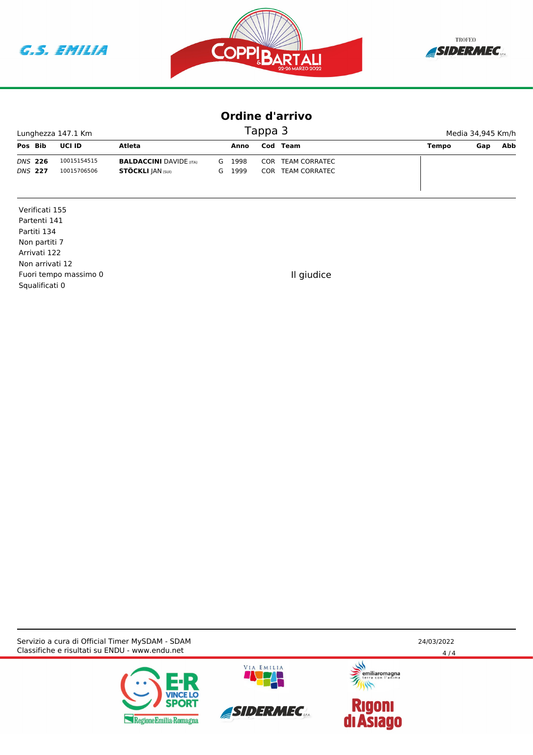# Ordine d'arrivo

## Tappa 3

Lunghezza 147.1 Km

Media 34,945 Km/h

| Pos | Bib | UCI ID | Atleta | | Anno | Cod | Team | Tempo | Gap | Abb |
|---|---|---|---|---|---|---|---|---|---|---|
| *DNS* | **226** | 10015154515 | **BALDACCINI** DAVIDE (ITA) | G | 1998 | COR | TEAM CORRATEC | | | |
| *DNS* | **227** | 10015706506 | **STÖCKLI** JAN (SUI) | G | 1999 | COR | TEAM CORRATEC | | | |

Verificati 155
Partenti 141
Partiti 134
Non partiti 7
Arrivati 122
Non arrivati 12
Fuori tempo massimo 0
Squalificati 0

Il giudice

Servizio a cura di Official Timer MySDAM - SDAM
Classifiche e risultati su ENDU - www.endu.net

24/03/2022